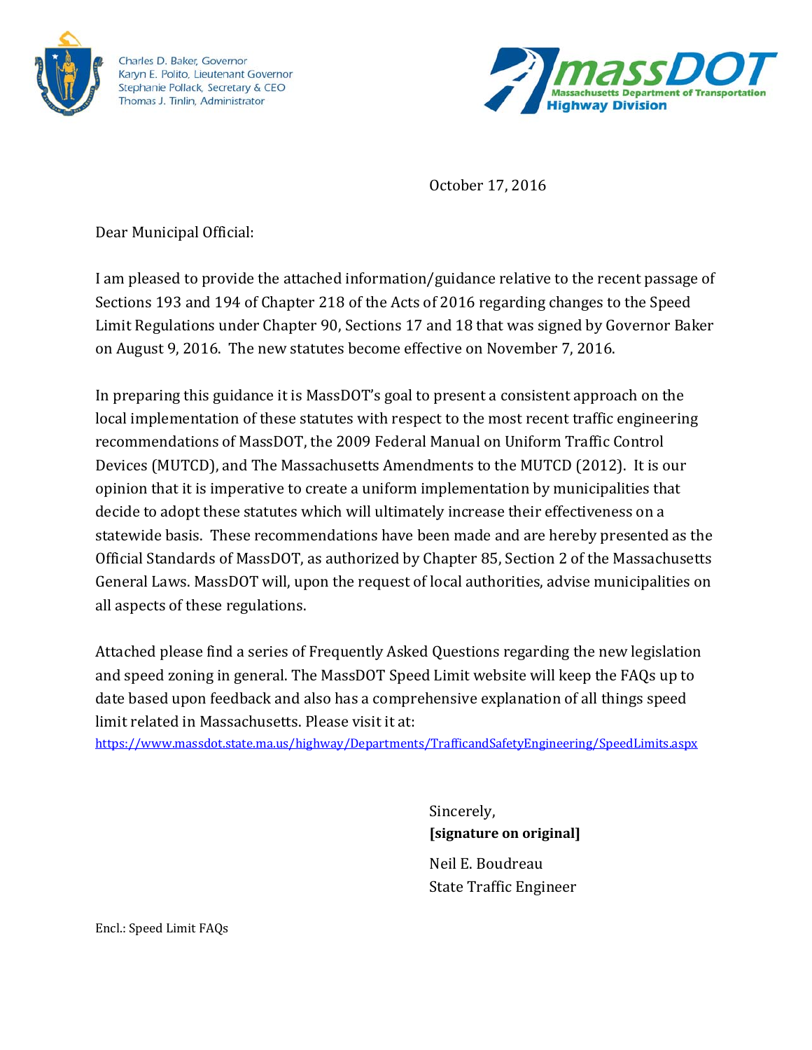Charles D. Baker, Governor
Karyn E. Polito, Lieutenant Governor
Stephanie Pollack, Secretary & CEO
Thomas J. Tinlin, Administrator

massDOT
Massachusetts Department of Transportation
Highway Division

October 17, 2016

Dear Municipal Official:

I am pleased to provide the attached information/guidance relative to the recent passage of Sections 193 and 194 of Chapter 218 of the Acts of 2016 regarding changes to the Speed Limit Regulations under Chapter 90, Sections 17 and 18 that was signed by Governor Baker on August 9, 2016. The new statutes become effective on November 7, 2016.

In preparing this guidance it is MassDOT's goal to present a consistent approach on the local implementation of these statutes with respect to the most recent traffic engineering recommendations of MassDOT, the 2009 Federal Manual on Uniform Traffic Control Devices (MUTCD), and The Massachusetts Amendments to the MUTCD (2012). It is our opinion that it is imperative to create a uniform implementation by municipalities that decide to adopt these statutes which will ultimately increase their effectiveness on a statewide basis. These recommendations have been made and are hereby presented as the Official Standards of MassDOT, as authorized by Chapter 85, Section 2 of the Massachusetts General Laws. MassDOT will, upon the request of local authorities, advise municipalities on all aspects of these regulations.

Attached please find a series of Frequently Asked Questions regarding the new legislation and speed zoning in general. The MassDOT Speed Limit website will keep the FAQs up to date based upon feedback and also has a comprehensive explanation of all things speed limit related in Massachusetts. Please visit it at:
https://www.massdot.state.ma.us/highway/Departments/TrafficandSafetyEngineering/SpeedLimits.aspx

Sincerely,
**[signature on original]**

Neil E. Boudreau
State Traffic Engineer

Encl.: Speed Limit FAQs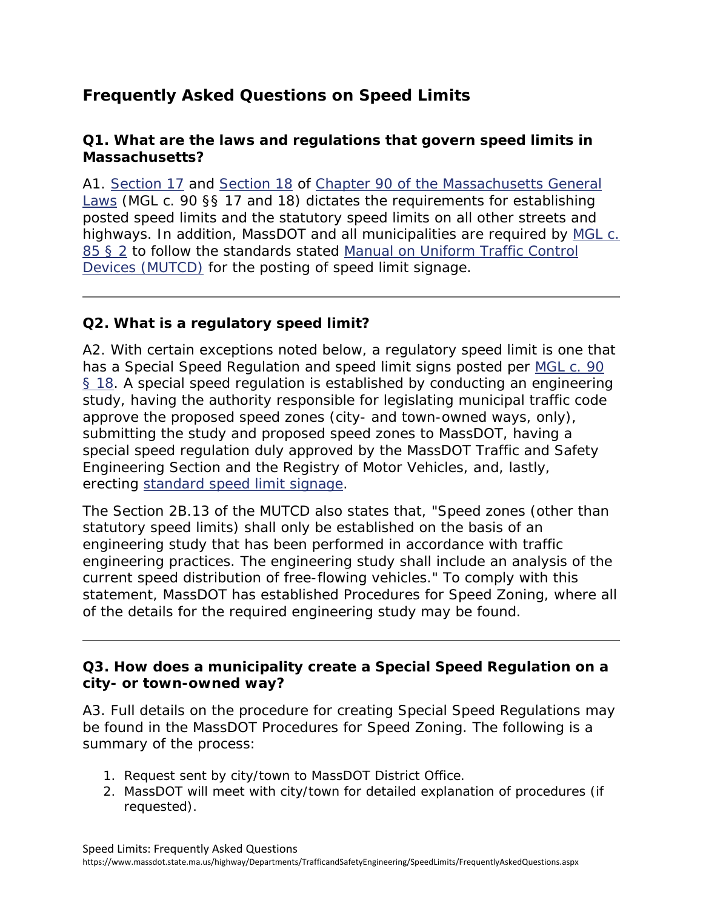## Frequently Asked Questions on Speed Limits

### Q1. What are the laws and regulations that govern speed limits in Massachusetts?

A1. [Section 17](#) and [Section 18](#) of [Chapter 90 of the Massachusetts General Laws](#) (MGL c. 90 §§ 17 and 18) dictates the requirements for establishing posted speed limits and the statutory speed limits on all other streets and highways. In addition, MassDOT and all municipalities are required by [MGL c. 85 § 2](#) to follow the standards stated [Manual on Uniform Traffic Control Devices (MUTCD)](#) for the posting of speed limit signage.

---

### Q2. What is a regulatory speed limit?

A2. With certain exceptions noted below, a regulatory speed limit is one that has a Special Speed Regulation and speed limit signs posted per [MGL c. 90 § 18](#). A special speed regulation is established by conducting an engineering study, having the authority responsible for legislating municipal traffic code approve the proposed speed zones (city- and town-owned ways, only), submitting the study and proposed speed zones to MassDOT, having a special speed regulation duly approved by the MassDOT Traffic and Safety Engineering Section and the Registry of Motor Vehicles, and, lastly, erecting [standard speed limit signage](#).

The Section 2B.13 of the MUTCD also states that, "Speed zones (other than statutory speed limits) shall only be established on the basis of an engineering study that has been performed in accordance with traffic engineering practices. The engineering study shall include an analysis of the current speed distribution of free-flowing vehicles." To comply with this statement, MassDOT has established Procedures for Speed Zoning, where all of the details for the required engineering study may be found.

---

### Q3. How does a municipality create a Special Speed Regulation on a city- or town-owned way?

A3. Full details on the procedure for creating Special Speed Regulations may be found in the MassDOT Procedures for Speed Zoning. The following is a summary of the process:

1. Request sent by city/town to MassDOT District Office.
2. MassDOT will meet with city/town for detailed explanation of procedures (if requested).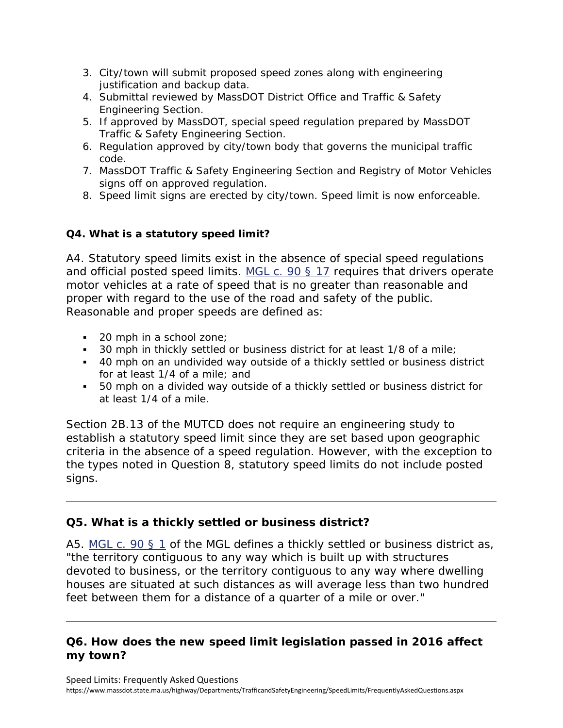3. City/town will submit proposed speed zones along with engineering justification and backup data.
4. Submittal reviewed by MassDOT District Office and Traffic & Safety Engineering Section.
5. If approved by MassDOT, special speed regulation prepared by MassDOT Traffic & Safety Engineering Section.
6. Regulation approved by city/town body that governs the municipal traffic code.
7. MassDOT Traffic & Safety Engineering Section and Registry of Motor Vehicles signs off on approved regulation.
8. Speed limit signs are erected by city/town. Speed limit is now enforceable.

---

**Q4. What is a statutory speed limit?**

A4. Statutory speed limits exist in the absence of special speed regulations and official posted speed limits. MGL c. 90 § 17 requires that drivers operate motor vehicles at a rate of speed that is no greater than reasonable and proper with regard to the use of the road and safety of the public. Reasonable and proper speeds are defined as:

- 20 mph in a school zone;
- 30 mph in thickly settled or business district for at least 1/8 of a mile;
- 40 mph on an undivided way outside of a thickly settled or business district for at least 1/4 of a mile; and
- 50 mph on a divided way outside of a thickly settled or business district for at least 1/4 of a mile.

Section 2B.13 of the MUTCD does not require an engineering study to establish a statutory speed limit since they are set based upon geographic criteria in the absence of a speed regulation. However, with the exception to the types noted in Question 8, statutory speed limits do not include posted signs.

---

## Q5. What is a thickly settled or business district?

A5. MGL c. 90 § 1 of the MGL defines a thickly settled or business district as, "the territory contiguous to any way which is built up with structures devoted to business, or the territory contiguous to any way where dwelling houses are situated at such distances as will average less than two hundred feet between them for a distance of a quarter of a mile or over."

---

## Q6. How does the new speed limit legislation passed in 2016 affect my town?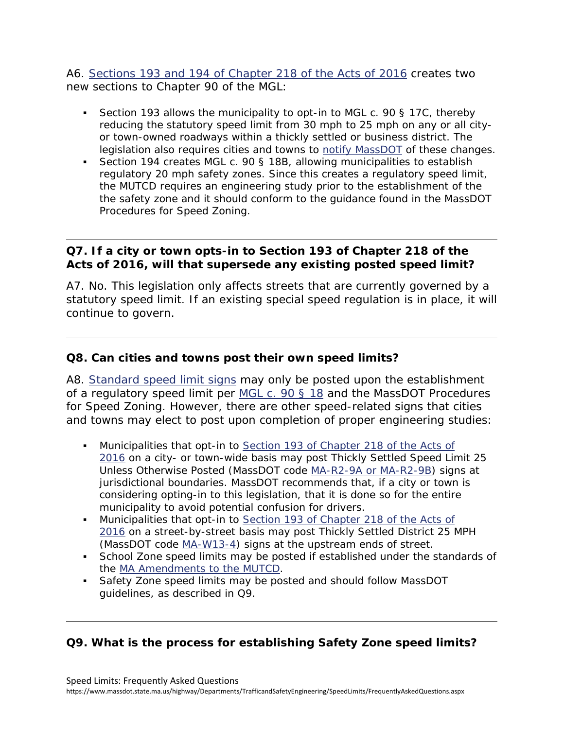A6. Sections 193 and 194 of Chapter 218 of the Acts of 2016 creates two new sections to Chapter 90 of the MGL:

- Section 193 allows the municipality to opt-in to MGL c. 90 § 17C, thereby reducing the statutory speed limit from 30 mph to 25 mph on any or all city- or town-owned roadways within a thickly settled or business district. The legislation also requires cities and towns to notify MassDOT of these changes.
- Section 194 creates MGL c. 90 § 18B, allowing municipalities to establish regulatory 20 mph safety zones. Since this creates a regulatory speed limit, the MUTCD requires an engineering study prior to the establishment of the the safety zone and it should conform to the guidance found in the MassDOT Procedures for Speed Zoning.

---

**Q7. If a city or town opts-in to Section 193 of Chapter 218 of the Acts of 2016, will that supersede any existing posted speed limit?**

A7. No. This legislation only affects streets that are currently governed by a statutory speed limit. If an existing special speed regulation is in place, it will continue to govern.

---

**Q8. Can cities and towns post their own speed limits?**

A8. Standard speed limit signs may only be posted upon the establishment of a regulatory speed limit per MGL c. 90 § 18 and the MassDOT Procedures for Speed Zoning. However, there are other speed-related signs that cities and towns may elect to post upon completion of proper engineering studies:

- Municipalities that opt-in to Section 193 of Chapter 218 of the Acts of 2016 on a city- or town-wide basis may post Thickly Settled Speed Limit 25 Unless Otherwise Posted (MassDOT code MA-R2-9A or MA-R2-9B) signs at jurisdictional boundaries. MassDOT recommends that, if a city or town is considering opting-in to this legislation, that it is done so for the entire municipality to avoid potential confusion for drivers.
- Municipalities that opt-in to Section 193 of Chapter 218 of the Acts of 2016 on a street-by-street basis may post Thickly Settled District 25 MPH (MassDOT code MA-W13-4) signs at the upstream ends of street.
- School Zone speed limits may be posted if established under the standards of the MA Amendments to the MUTCD.
- Safety Zone speed limits may be posted and should follow MassDOT guidelines, as described in Q9.

---

**Q9. What is the process for establishing Safety Zone speed limits?**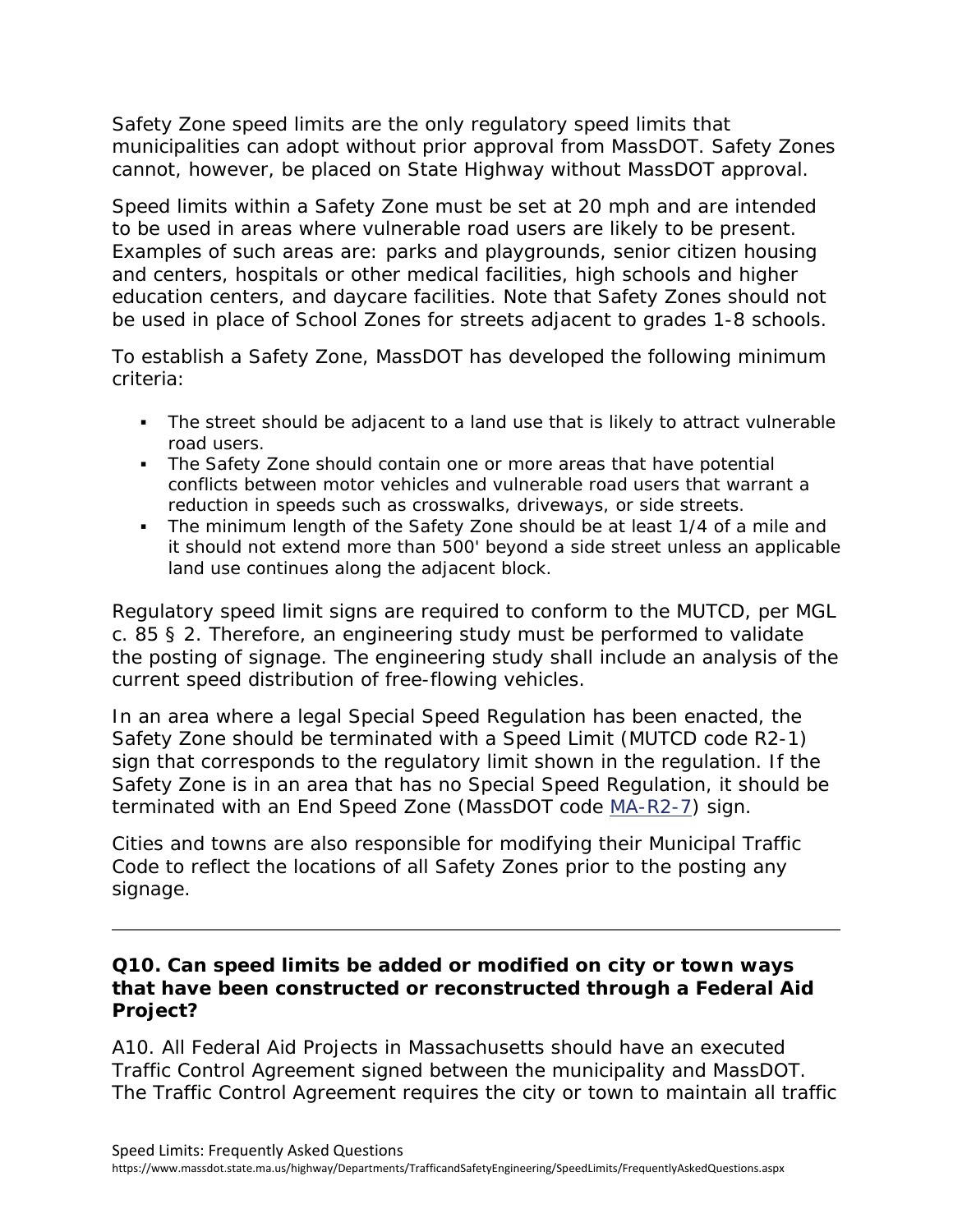Safety Zone speed limits are the only regulatory speed limits that municipalities can adopt without prior approval from MassDOT. Safety Zones cannot, however, be placed on State Highway without MassDOT approval.

Speed limits within a Safety Zone must be set at 20 mph and are intended to be used in areas where vulnerable road users are likely to be present. Examples of such areas are: parks and playgrounds, senior citizen housing and centers, hospitals or other medical facilities, high schools and higher education centers, and daycare facilities. Note that Safety Zones should not be used in place of School Zones for streets adjacent to grades 1-8 schools.

To establish a Safety Zone, MassDOT has developed the following minimum criteria:

- The street should be adjacent to a land use that is likely to attract vulnerable road users.
- The Safety Zone should contain one or more areas that have potential conflicts between motor vehicles and vulnerable road users that warrant a reduction in speeds such as crosswalks, driveways, or side streets.
- The minimum length of the Safety Zone should be at least 1/4 of a mile and it should not extend more than 500' beyond a side street unless an applicable land use continues along the adjacent block.

Regulatory speed limit signs are required to conform to the MUTCD, per MGL c. 85 § 2. Therefore, an engineering study must be performed to validate the posting of signage. The engineering study shall include an analysis of the current speed distribution of free-flowing vehicles.

In an area where a legal Special Speed Regulation has been enacted, the Safety Zone should be terminated with a Speed Limit (MUTCD code R2-1) sign that corresponds to the regulatory limit shown in the regulation. If the Safety Zone is in an area that has no Special Speed Regulation, it should be terminated with an End Speed Zone (MassDOT code MA-R2-7) sign.

Cities and towns are also responsible for modifying their Municipal Traffic Code to reflect the locations of all Safety Zones prior to the posting any signage.

---

**Q10. Can speed limits be added or modified on city or town ways that have been constructed or reconstructed through a Federal Aid Project?**

A10. All Federal Aid Projects in Massachusetts should have an executed Traffic Control Agreement signed between the municipality and MassDOT. The Traffic Control Agreement requires the city or town to maintain all traffic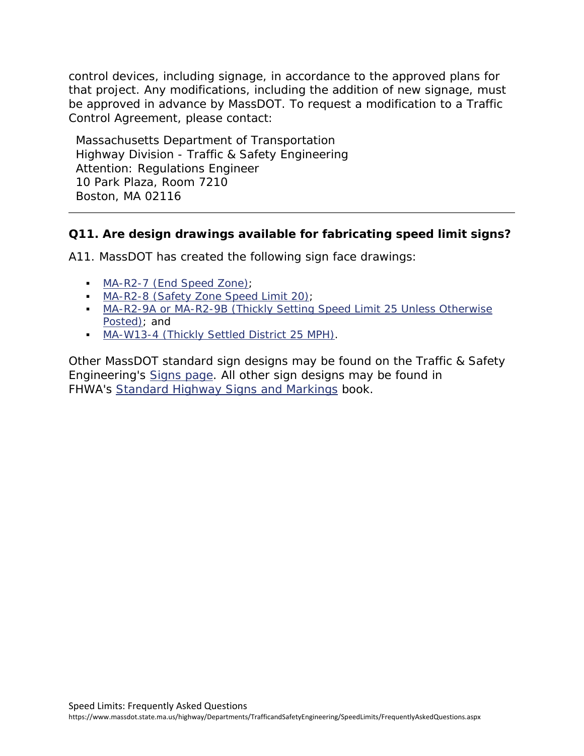control devices, including signage, in accordance to the approved plans for that project. Any modifications, including the addition of new signage, must be approved in advance by MassDOT. To request a modification to a Traffic Control Agreement, please contact:

Massachusetts Department of Transportation
Highway Division - Traffic & Safety Engineering
Attention: Regulations Engineer
10 Park Plaza, Room 7210
Boston, MA 02116

---

**Q11. Are design drawings available for fabricating speed limit signs?**

A11. MassDOT has created the following sign face drawings:

- MA-R2-7 (End Speed Zone);
- MA-R2-8 (Safety Zone Speed Limit 20);
- MA-R2-9A or MA-R2-9B (Thickly Setting Speed Limit 25 Unless Otherwise Posted); and
- MA-W13-4 (Thickly Settled District 25 MPH).

Other MassDOT standard sign designs may be found on the Traffic & Safety Engineering's Signs page. All other sign designs may be found in FHWA's Standard Highway Signs and Markings book.